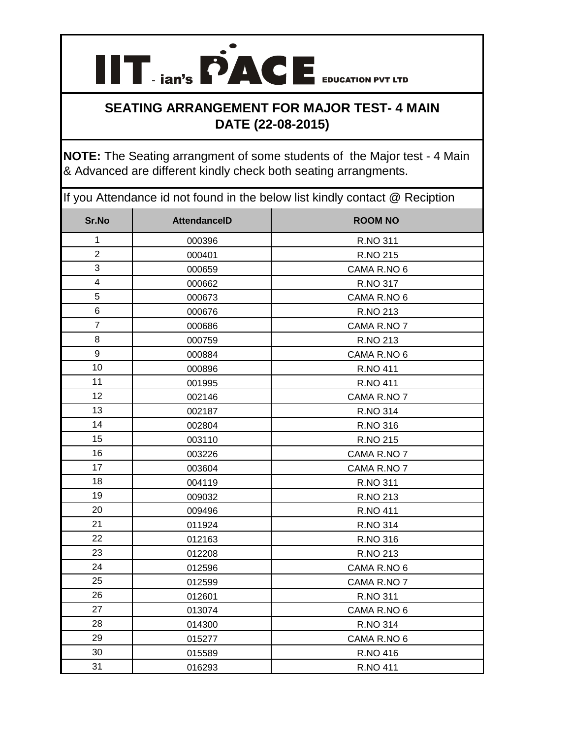# IIT - ian's PACE EDUCATION PVT LTD

## SEATING ARRANGEMENT FOR MAJOR TEST- 4 MAIN DATE (22-08-2015)

**NOTE:** The Seating arrangment of some students of the Major test - 4 Main & Advanced are different kindly check both seating arrangments.

If you Attendance id not found in the below list kindly contact @ Reciption

| Sr.No | AttendanceID | ROOM NO |
|---|---|---|
| 1 | 000396 | R.NO 311 |
| 2 | 000401 | R.NO 215 |
| 3 | 000659 | CAMA R.NO 6 |
| 4 | 000662 | R.NO 317 |
| 5 | 000673 | CAMA R.NO 6 |
| 6 | 000676 | R.NO 213 |
| 7 | 000686 | CAMA R.NO 7 |
| 8 | 000759 | R.NO 213 |
| 9 | 000884 | CAMA R.NO 6 |
| 10 | 000896 | R.NO 411 |
| 11 | 001995 | R.NO 411 |
| 12 | 002146 | CAMA R.NO 7 |
| 13 | 002187 | R.NO 314 |
| 14 | 002804 | R.NO 316 |
| 15 | 003110 | R.NO 215 |
| 16 | 003226 | CAMA R.NO 7 |
| 17 | 003604 | CAMA R.NO 7 |
| 18 | 004119 | R.NO 311 |
| 19 | 009032 | R.NO 213 |
| 20 | 009496 | R.NO 411 |
| 21 | 011924 | R.NO 314 |
| 22 | 012163 | R.NO 316 |
| 23 | 012208 | R.NO 213 |
| 24 | 012596 | CAMA R.NO 6 |
| 25 | 012599 | CAMA R.NO 7 |
| 26 | 012601 | R.NO 311 |
| 27 | 013074 | CAMA R.NO 6 |
| 28 | 014300 | R.NO 314 |
| 29 | 015277 | CAMA R.NO 6 |
| 30 | 015589 | R.NO 416 |
| 31 | 016293 | R.NO 411 |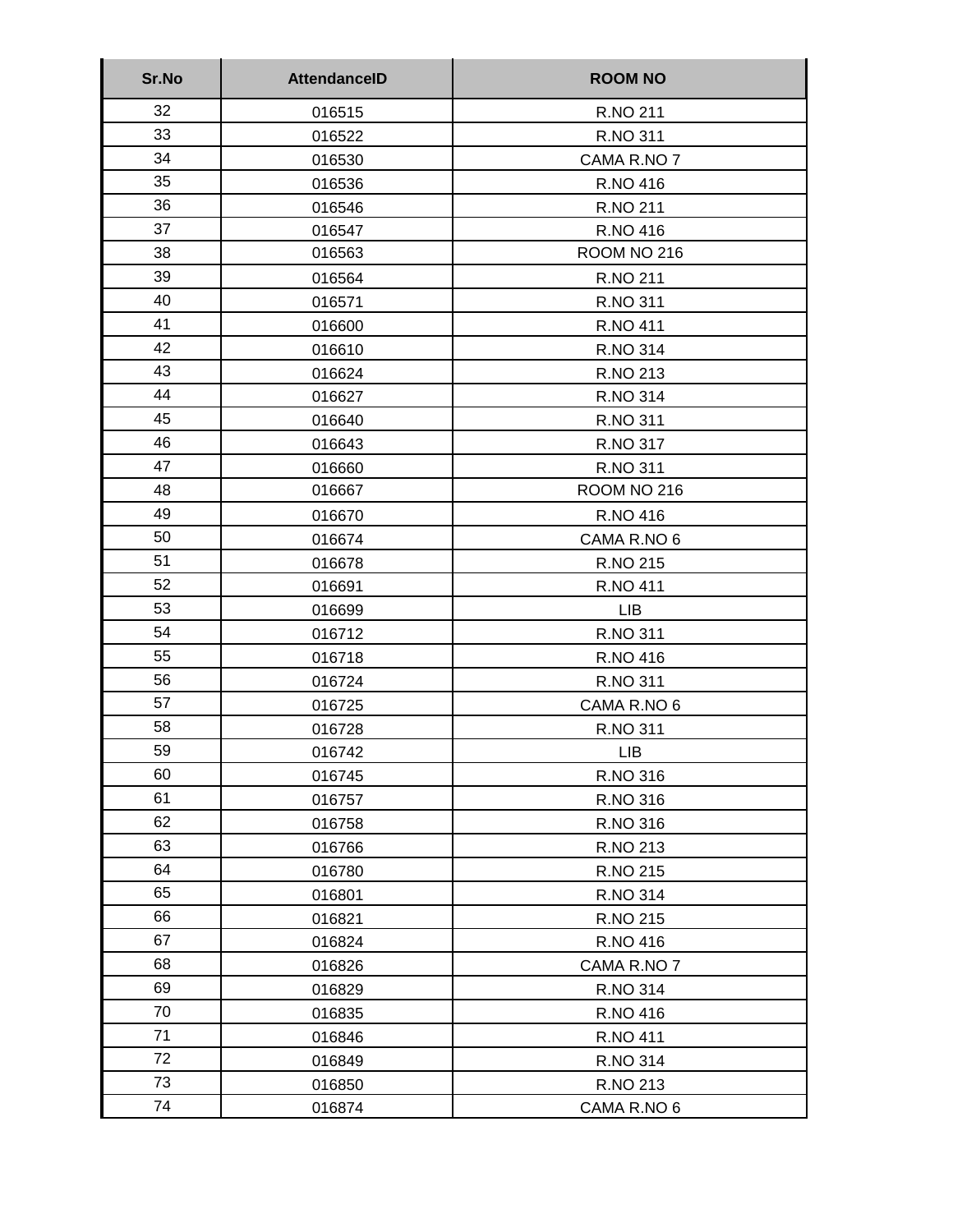| Sr.No | AttendanceID | ROOM NO |
| --- | --- | --- |
| 32 | 016515 | R.NO 211 |
| 33 | 016522 | R.NO 311 |
| 34 | 016530 | CAMA R.NO 7 |
| 35 | 016536 | R.NO 416 |
| 36 | 016546 | R.NO 211 |
| 37 | 016547 | R.NO 416 |
| 38 | 016563 | ROOM NO 216 |
| 39 | 016564 | R.NO 211 |
| 40 | 016571 | R.NO 311 |
| 41 | 016600 | R.NO 411 |
| 42 | 016610 | R.NO 314 |
| 43 | 016624 | R.NO 213 |
| 44 | 016627 | R.NO 314 |
| 45 | 016640 | R.NO 311 |
| 46 | 016643 | R.NO 317 |
| 47 | 016660 | R.NO 311 |
| 48 | 016667 | ROOM NO 216 |
| 49 | 016670 | R.NO 416 |
| 50 | 016674 | CAMA R.NO 6 |
| 51 | 016678 | R.NO 215 |
| 52 | 016691 | R.NO 411 |
| 53 | 016699 | LIB |
| 54 | 016712 | R.NO 311 |
| 55 | 016718 | R.NO 416 |
| 56 | 016724 | R.NO 311 |
| 57 | 016725 | CAMA R.NO 6 |
| 58 | 016728 | R.NO 311 |
| 59 | 016742 | LIB |
| 60 | 016745 | R.NO 316 |
| 61 | 016757 | R.NO 316 |
| 62 | 016758 | R.NO 316 |
| 63 | 016766 | R.NO 213 |
| 64 | 016780 | R.NO 215 |
| 65 | 016801 | R.NO 314 |
| 66 | 016821 | R.NO 215 |
| 67 | 016824 | R.NO 416 |
| 68 | 016826 | CAMA R.NO 7 |
| 69 | 016829 | R.NO 314 |
| 70 | 016835 | R.NO 416 |
| 71 | 016846 | R.NO 411 |
| 72 | 016849 | R.NO 314 |
| 73 | 016850 | R.NO 213 |
| 74 | 016874 | CAMA R.NO 6 |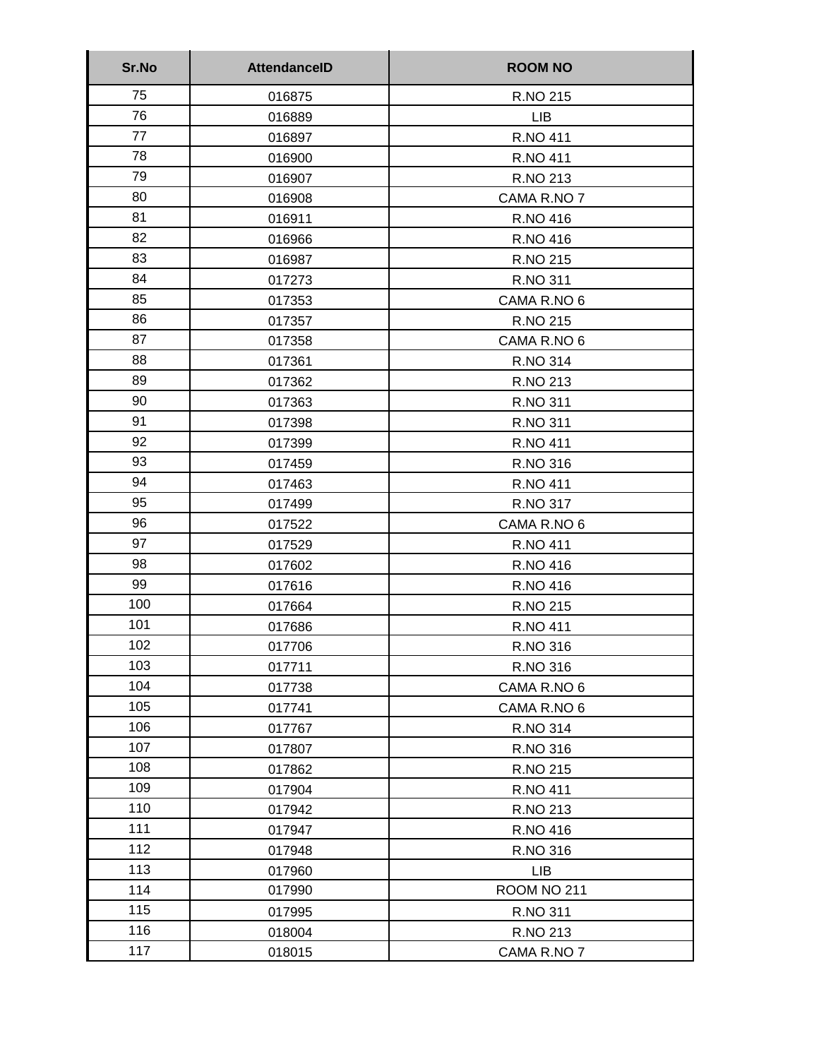| Sr.No | AttendanceID | ROOM NO |
|---|---|---|
| 75 | 016875 | R.NO 215 |
| 76 | 016889 | LIB |
| 77 | 016897 | R.NO 411 |
| 78 | 016900 | R.NO 411 |
| 79 | 016907 | R.NO 213 |
| 80 | 016908 | CAMA R.NO 7 |
| 81 | 016911 | R.NO 416 |
| 82 | 016966 | R.NO 416 |
| 83 | 016987 | R.NO 215 |
| 84 | 017273 | R.NO 311 |
| 85 | 017353 | CAMA R.NO 6 |
| 86 | 017357 | R.NO 215 |
| 87 | 017358 | CAMA R.NO 6 |
| 88 | 017361 | R.NO 314 |
| 89 | 017362 | R.NO 213 |
| 90 | 017363 | R.NO 311 |
| 91 | 017398 | R.NO 311 |
| 92 | 017399 | R.NO 411 |
| 93 | 017459 | R.NO 316 |
| 94 | 017463 | R.NO 411 |
| 95 | 017499 | R.NO 317 |
| 96 | 017522 | CAMA R.NO 6 |
| 97 | 017529 | R.NO 411 |
| 98 | 017602 | R.NO 416 |
| 99 | 017616 | R.NO 416 |
| 100 | 017664 | R.NO 215 |
| 101 | 017686 | R.NO 411 |
| 102 | 017706 | R.NO 316 |
| 103 | 017711 | R.NO 316 |
| 104 | 017738 | CAMA R.NO 6 |
| 105 | 017741 | CAMA R.NO 6 |
| 106 | 017767 | R.NO 314 |
| 107 | 017807 | R.NO 316 |
| 108 | 017862 | R.NO 215 |
| 109 | 017904 | R.NO 411 |
| 110 | 017942 | R.NO 213 |
| 111 | 017947 | R.NO 416 |
| 112 | 017948 | R.NO 316 |
| 113 | 017960 | LIB |
| 114 | 017990 | ROOM NO 211 |
| 115 | 017995 | R.NO 311 |
| 116 | 018004 | R.NO 213 |
| 117 | 018015 | CAMA R.NO 7 |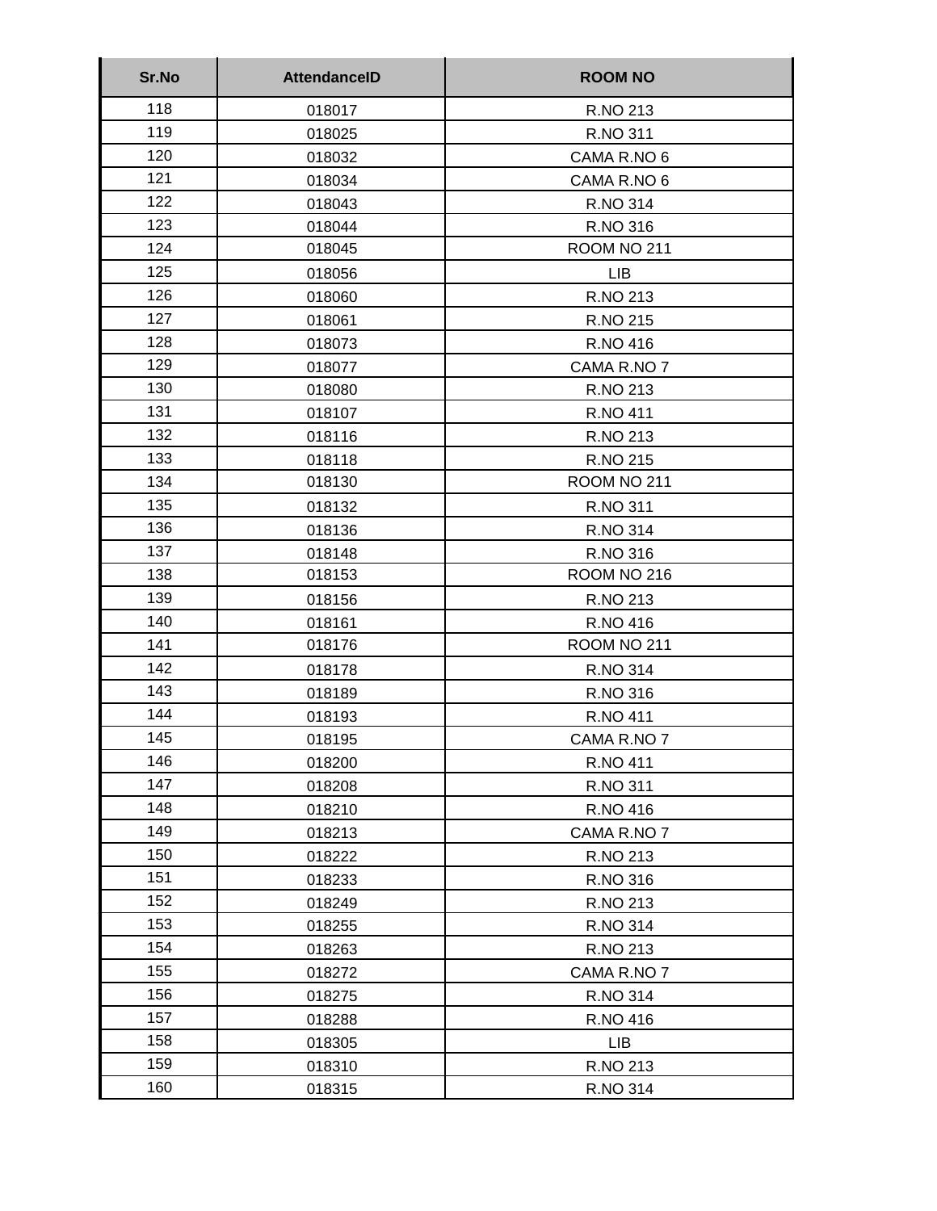| Sr.No | AttendanceID | ROOM NO |
|---|---|---|
| 118 | 018017 | R.NO 213 |
| 119 | 018025 | R.NO 311 |
| 120 | 018032 | CAMA R.NO 6 |
| 121 | 018034 | CAMA R.NO 6 |
| 122 | 018043 | R.NO 314 |
| 123 | 018044 | R.NO 316 |
| 124 | 018045 | ROOM NO 211 |
| 125 | 018056 | LIB |
| 126 | 018060 | R.NO 213 |
| 127 | 018061 | R.NO 215 |
| 128 | 018073 | R.NO 416 |
| 129 | 018077 | CAMA R.NO 7 |
| 130 | 018080 | R.NO 213 |
| 131 | 018107 | R.NO 411 |
| 132 | 018116 | R.NO 213 |
| 133 | 018118 | R.NO 215 |
| 134 | 018130 | ROOM NO 211 |
| 135 | 018132 | R.NO 311 |
| 136 | 018136 | R.NO 314 |
| 137 | 018148 | R.NO 316 |
| 138 | 018153 | ROOM NO 216 |
| 139 | 018156 | R.NO 213 |
| 140 | 018161 | R.NO 416 |
| 141 | 018176 | ROOM NO 211 |
| 142 | 018178 | R.NO 314 |
| 143 | 018189 | R.NO 316 |
| 144 | 018193 | R.NO 411 |
| 145 | 018195 | CAMA R.NO 7 |
| 146 | 018200 | R.NO 411 |
| 147 | 018208 | R.NO 311 |
| 148 | 018210 | R.NO 416 |
| 149 | 018213 | CAMA R.NO 7 |
| 150 | 018222 | R.NO 213 |
| 151 | 018233 | R.NO 316 |
| 152 | 018249 | R.NO 213 |
| 153 | 018255 | R.NO 314 |
| 154 | 018263 | R.NO 213 |
| 155 | 018272 | CAMA R.NO 7 |
| 156 | 018275 | R.NO 314 |
| 157 | 018288 | R.NO 416 |
| 158 | 018305 | LIB |
| 159 | 018310 | R.NO 213 |
| 160 | 018315 | R.NO 314 |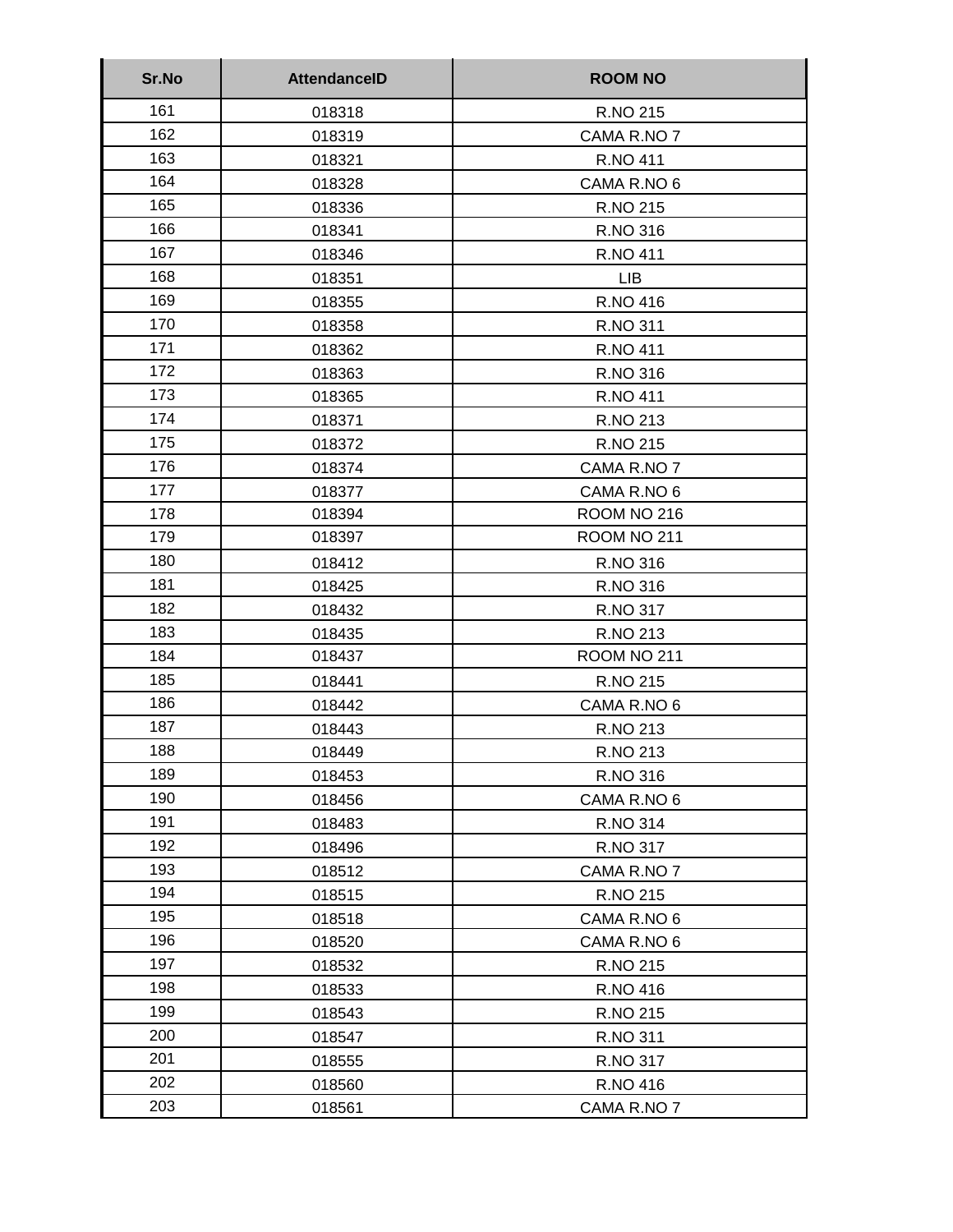| Sr.No | AttendanceID | ROOM NO |
|---|---|---|
| 161 | 018318 | R.NO 215 |
| 162 | 018319 | CAMA R.NO 7 |
| 163 | 018321 | R.NO 411 |
| 164 | 018328 | CAMA R.NO 6 |
| 165 | 018336 | R.NO 215 |
| 166 | 018341 | R.NO 316 |
| 167 | 018346 | R.NO 411 |
| 168 | 018351 | LIB |
| 169 | 018355 | R.NO 416 |
| 170 | 018358 | R.NO 311 |
| 171 | 018362 | R.NO 411 |
| 172 | 018363 | R.NO 316 |
| 173 | 018365 | R.NO 411 |
| 174 | 018371 | R.NO 213 |
| 175 | 018372 | R.NO 215 |
| 176 | 018374 | CAMA R.NO 7 |
| 177 | 018377 | CAMA R.NO 6 |
| 178 | 018394 | ROOM NO 216 |
| 179 | 018397 | ROOM NO 211 |
| 180 | 018412 | R.NO 316 |
| 181 | 018425 | R.NO 316 |
| 182 | 018432 | R.NO 317 |
| 183 | 018435 | R.NO 213 |
| 184 | 018437 | ROOM NO 211 |
| 185 | 018441 | R.NO 215 |
| 186 | 018442 | CAMA R.NO 6 |
| 187 | 018443 | R.NO 213 |
| 188 | 018449 | R.NO 213 |
| 189 | 018453 | R.NO 316 |
| 190 | 018456 | CAMA R.NO 6 |
| 191 | 018483 | R.NO 314 |
| 192 | 018496 | R.NO 317 |
| 193 | 018512 | CAMA R.NO 7 |
| 194 | 018515 | R.NO 215 |
| 195 | 018518 | CAMA R.NO 6 |
| 196 | 018520 | CAMA R.NO 6 |
| 197 | 018532 | R.NO 215 |
| 198 | 018533 | R.NO 416 |
| 199 | 018543 | R.NO 215 |
| 200 | 018547 | R.NO 311 |
| 201 | 018555 | R.NO 317 |
| 202 | 018560 | R.NO 416 |
| 203 | 018561 | CAMA R.NO 7 |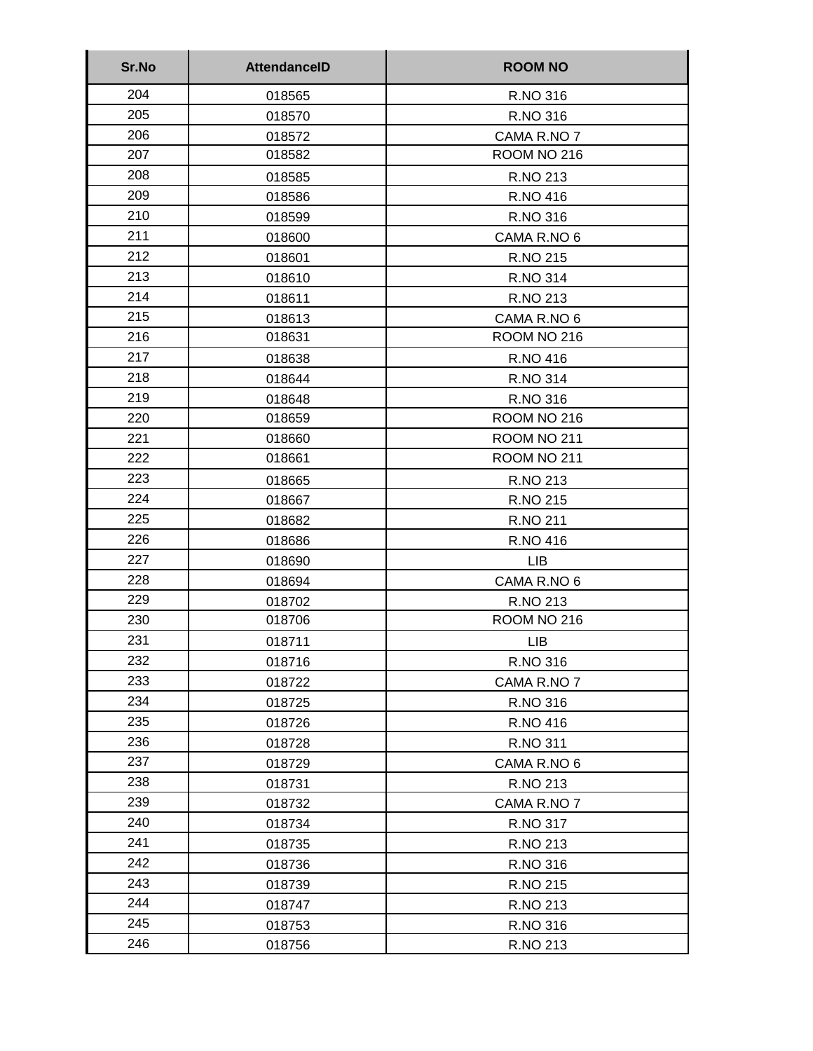| Sr.No | AttendanceID | ROOM NO |
|---|---|---|
| 204 | 018565 | R.NO 316 |
| 205 | 018570 | R.NO 316 |
| 206 | 018572 | CAMA R.NO 7 |
| 207 | 018582 | ROOM NO 216 |
| 208 | 018585 | R.NO 213 |
| 209 | 018586 | R.NO 416 |
| 210 | 018599 | R.NO 316 |
| 211 | 018600 | CAMA R.NO 6 |
| 212 | 018601 | R.NO 215 |
| 213 | 018610 | R.NO 314 |
| 214 | 018611 | R.NO 213 |
| 215 | 018613 | CAMA R.NO 6 |
| 216 | 018631 | ROOM NO 216 |
| 217 | 018638 | R.NO 416 |
| 218 | 018644 | R.NO 314 |
| 219 | 018648 | R.NO 316 |
| 220 | 018659 | ROOM NO 216 |
| 221 | 018660 | ROOM NO 211 |
| 222 | 018661 | ROOM NO 211 |
| 223 | 018665 | R.NO 213 |
| 224 | 018667 | R.NO 215 |
| 225 | 018682 | R.NO 211 |
| 226 | 018686 | R.NO 416 |
| 227 | 018690 | LIB |
| 228 | 018694 | CAMA R.NO 6 |
| 229 | 018702 | R.NO 213 |
| 230 | 018706 | ROOM NO 216 |
| 231 | 018711 | LIB |
| 232 | 018716 | R.NO 316 |
| 233 | 018722 | CAMA R.NO 7 |
| 234 | 018725 | R.NO 316 |
| 235 | 018726 | R.NO 416 |
| 236 | 018728 | R.NO 311 |
| 237 | 018729 | CAMA R.NO 6 |
| 238 | 018731 | R.NO 213 |
| 239 | 018732 | CAMA R.NO 7 |
| 240 | 018734 | R.NO 317 |
| 241 | 018735 | R.NO 213 |
| 242 | 018736 | R.NO 316 |
| 243 | 018739 | R.NO 215 |
| 244 | 018747 | R.NO 213 |
| 245 | 018753 | R.NO 316 |
| 246 | 018756 | R.NO 213 |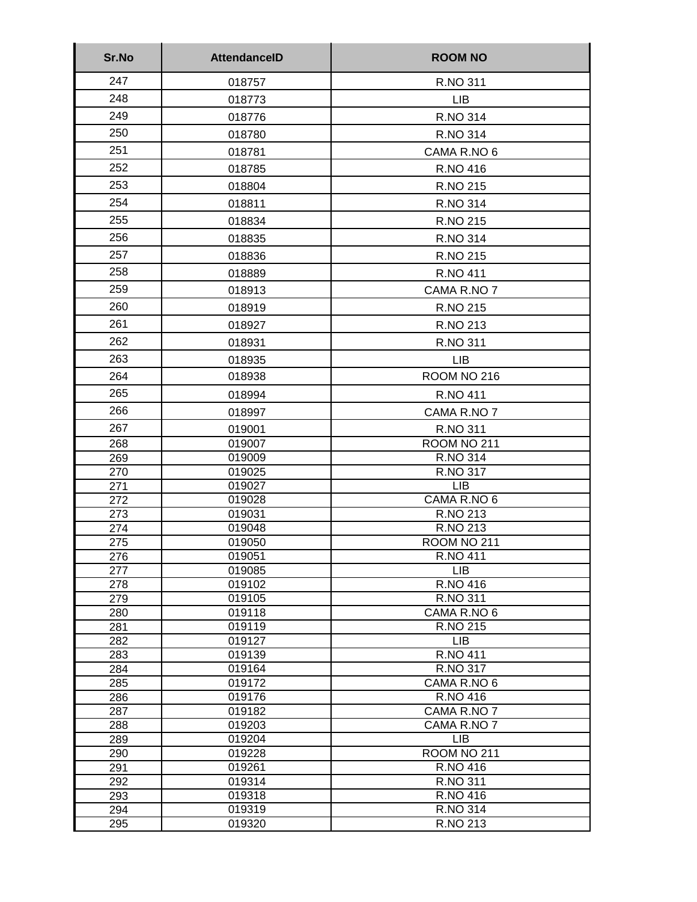| Sr.No | AttendanceID | ROOM NO |
| --- | --- | --- |
| 247 | 018757 | R.NO 311 |
| 248 | 018773 | LIB |
| 249 | 018776 | R.NO 314 |
| 250 | 018780 | R.NO 314 |
| 251 | 018781 | CAMA R.NO 6 |
| 252 | 018785 | R.NO 416 |
| 253 | 018804 | R.NO 215 |
| 254 | 018811 | R.NO 314 |
| 255 | 018834 | R.NO 215 |
| 256 | 018835 | R.NO 314 |
| 257 | 018836 | R.NO 215 |
| 258 | 018889 | R.NO 411 |
| 259 | 018913 | CAMA R.NO 7 |
| 260 | 018919 | R.NO 215 |
| 261 | 018927 | R.NO 213 |
| 262 | 018931 | R.NO 311 |
| 263 | 018935 | LIB |
| 264 | 018938 | ROOM NO 216 |
| 265 | 018994 | R.NO 411 |
| 266 | 018997 | CAMA R.NO 7 |
| 267 | 019001 | R.NO 311 |
| 268 | 019007 | ROOM NO 211 |
| 269 | 019009 | R.NO 314 |
| 270 | 019025 | R.NO 317 |
| 271 | 019027 | LIB |
| 272 | 019028 | CAMA R.NO 6 |
| 273 | 019031 | R.NO 213 |
| 274 | 019048 | R.NO 213 |
| 275 | 019050 | ROOM NO 211 |
| 276 | 019051 | R.NO 411 |
| 277 | 019085 | LIB |
| 278 | 019102 | R.NO 416 |
| 279 | 019105 | R.NO 311 |
| 280 | 019118 | CAMA R.NO 6 |
| 281 | 019119 | R.NO 215 |
| 282 | 019127 | LIB |
| 283 | 019139 | R.NO 411 |
| 284 | 019164 | R.NO 317 |
| 285 | 019172 | CAMA R.NO 6 |
| 286 | 019176 | R.NO 416 |
| 287 | 019182 | CAMA R.NO 7 |
| 288 | 019203 | CAMA R.NO 7 |
| 289 | 019204 | LIB |
| 290 | 019228 | ROOM NO 211 |
| 291 | 019261 | R.NO 416 |
| 292 | 019314 | R.NO 311 |
| 293 | 019318 | R.NO 416 |
| 294 | 019319 | R.NO 314 |
| 295 | 019320 | R.NO 213 |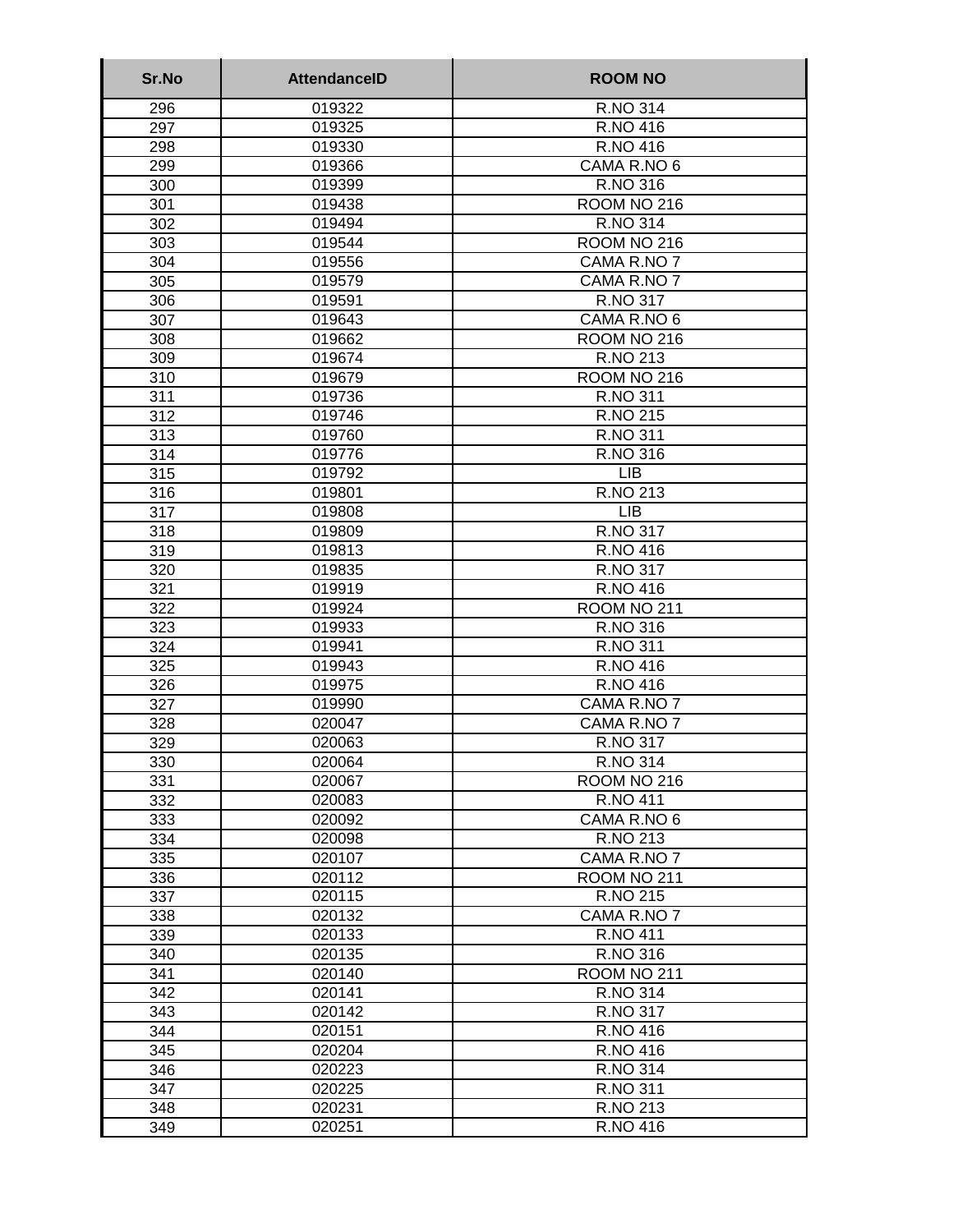| Sr.No | AttendanceID | ROOM NO |
|---|---|---|
| 296 | 019322 | R.NO 314 |
| 297 | 019325 | R.NO 416 |
| 298 | 019330 | R.NO 416 |
| 299 | 019366 | CAMA R.NO 6 |
| 300 | 019399 | R.NO 316 |
| 301 | 019438 | ROOM NO 216 |
| 302 | 019494 | R.NO 314 |
| 303 | 019544 | ROOM NO 216 |
| 304 | 019556 | CAMA R.NO 7 |
| 305 | 019579 | CAMA R.NO 7 |
| 306 | 019591 | R.NO 317 |
| 307 | 019643 | CAMA R.NO 6 |
| 308 | 019662 | ROOM NO 216 |
| 309 | 019674 | R.NO 213 |
| 310 | 019679 | ROOM NO 216 |
| 311 | 019736 | R.NO 311 |
| 312 | 019746 | R.NO 215 |
| 313 | 019760 | R.NO 311 |
| 314 | 019776 | R.NO 316 |
| 315 | 019792 | LIB |
| 316 | 019801 | R.NO 213 |
| 317 | 019808 | LIB |
| 318 | 019809 | R.NO 317 |
| 319 | 019813 | R.NO 416 |
| 320 | 019835 | R.NO 317 |
| 321 | 019919 | R.NO 416 |
| 322 | 019924 | ROOM NO 211 |
| 323 | 019933 | R.NO 316 |
| 324 | 019941 | R.NO 311 |
| 325 | 019943 | R.NO 416 |
| 326 | 019975 | R.NO 416 |
| 327 | 019990 | CAMA R.NO 7 |
| 328 | 020047 | CAMA R.NO 7 |
| 329 | 020063 | R.NO 317 |
| 330 | 020064 | R.NO 314 |
| 331 | 020067 | ROOM NO 216 |
| 332 | 020083 | R.NO 411 |
| 333 | 020092 | CAMA R.NO 6 |
| 334 | 020098 | R.NO 213 |
| 335 | 020107 | CAMA R.NO 7 |
| 336 | 020112 | ROOM NO 211 |
| 337 | 020115 | R.NO 215 |
| 338 | 020132 | CAMA R.NO 7 |
| 339 | 020133 | R.NO 411 |
| 340 | 020135 | R.NO 316 |
| 341 | 020140 | ROOM NO 211 |
| 342 | 020141 | R.NO 314 |
| 343 | 020142 | R.NO 317 |
| 344 | 020151 | R.NO 416 |
| 345 | 020204 | R.NO 416 |
| 346 | 020223 | R.NO 314 |
| 347 | 020225 | R.NO 311 |
| 348 | 020231 | R.NO 213 |
| 349 | 020251 | R.NO 416 |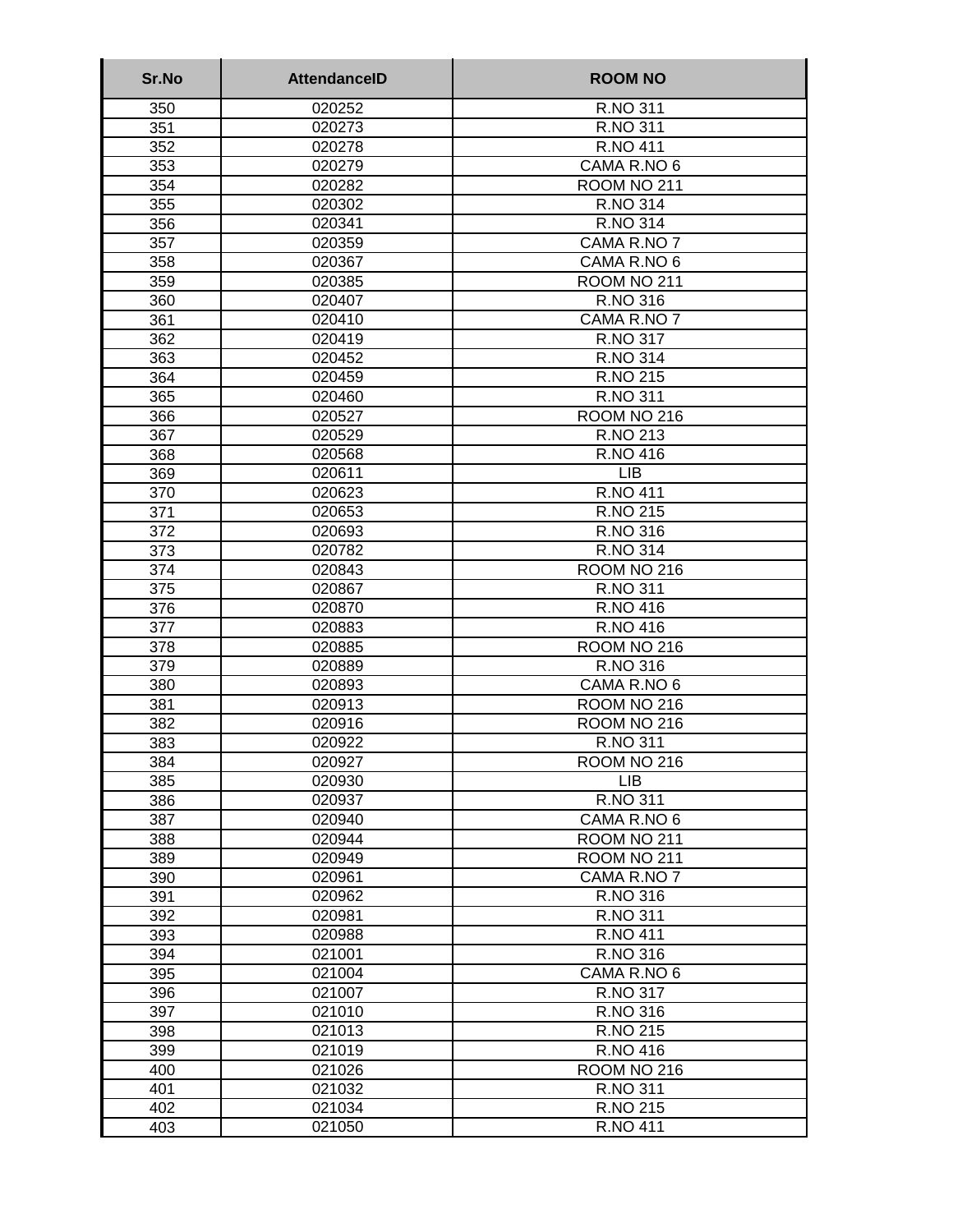| Sr.No | AttendanceID | ROOM NO |
|---|---|---|
| 350 | 020252 | R.NO 311 |
| 351 | 020273 | R.NO 311 |
| 352 | 020278 | R.NO 411 |
| 353 | 020279 | CAMA R.NO 6 |
| 354 | 020282 | ROOM NO 211 |
| 355 | 020302 | R.NO 314 |
| 356 | 020341 | R.NO 314 |
| 357 | 020359 | CAMA R.NO 7 |
| 358 | 020367 | CAMA R.NO 6 |
| 359 | 020385 | ROOM NO 211 |
| 360 | 020407 | R.NO 316 |
| 361 | 020410 | CAMA R.NO 7 |
| 362 | 020419 | R.NO 317 |
| 363 | 020452 | R.NO 314 |
| 364 | 020459 | R.NO 215 |
| 365 | 020460 | R.NO 311 |
| 366 | 020527 | ROOM NO 216 |
| 367 | 020529 | R.NO 213 |
| 368 | 020568 | R.NO 416 |
| 369 | 020611 | LIB |
| 370 | 020623 | R.NO 411 |
| 371 | 020653 | R.NO 215 |
| 372 | 020693 | R.NO 316 |
| 373 | 020782 | R.NO 314 |
| 374 | 020843 | ROOM NO 216 |
| 375 | 020867 | R.NO 311 |
| 376 | 020870 | R.NO 416 |
| 377 | 020883 | R.NO 416 |
| 378 | 020885 | ROOM NO 216 |
| 379 | 020889 | R.NO 316 |
| 380 | 020893 | CAMA R.NO 6 |
| 381 | 020913 | ROOM NO 216 |
| 382 | 020916 | ROOM NO 216 |
| 383 | 020922 | R.NO 311 |
| 384 | 020927 | ROOM NO 216 |
| 385 | 020930 | LIB |
| 386 | 020937 | R.NO 311 |
| 387 | 020940 | CAMA R.NO 6 |
| 388 | 020944 | ROOM NO 211 |
| 389 | 020949 | ROOM NO 211 |
| 390 | 020961 | CAMA R.NO 7 |
| 391 | 020962 | R.NO 316 |
| 392 | 020981 | R.NO 311 |
| 393 | 020988 | R.NO 411 |
| 394 | 021001 | R.NO 316 |
| 395 | 021004 | CAMA R.NO 6 |
| 396 | 021007 | R.NO 317 |
| 397 | 021010 | R.NO 316 |
| 398 | 021013 | R.NO 215 |
| 399 | 021019 | R.NO 416 |
| 400 | 021026 | ROOM NO 216 |
| 401 | 021032 | R.NO 311 |
| 402 | 021034 | R.NO 215 |
| 403 | 021050 | R.NO 411 |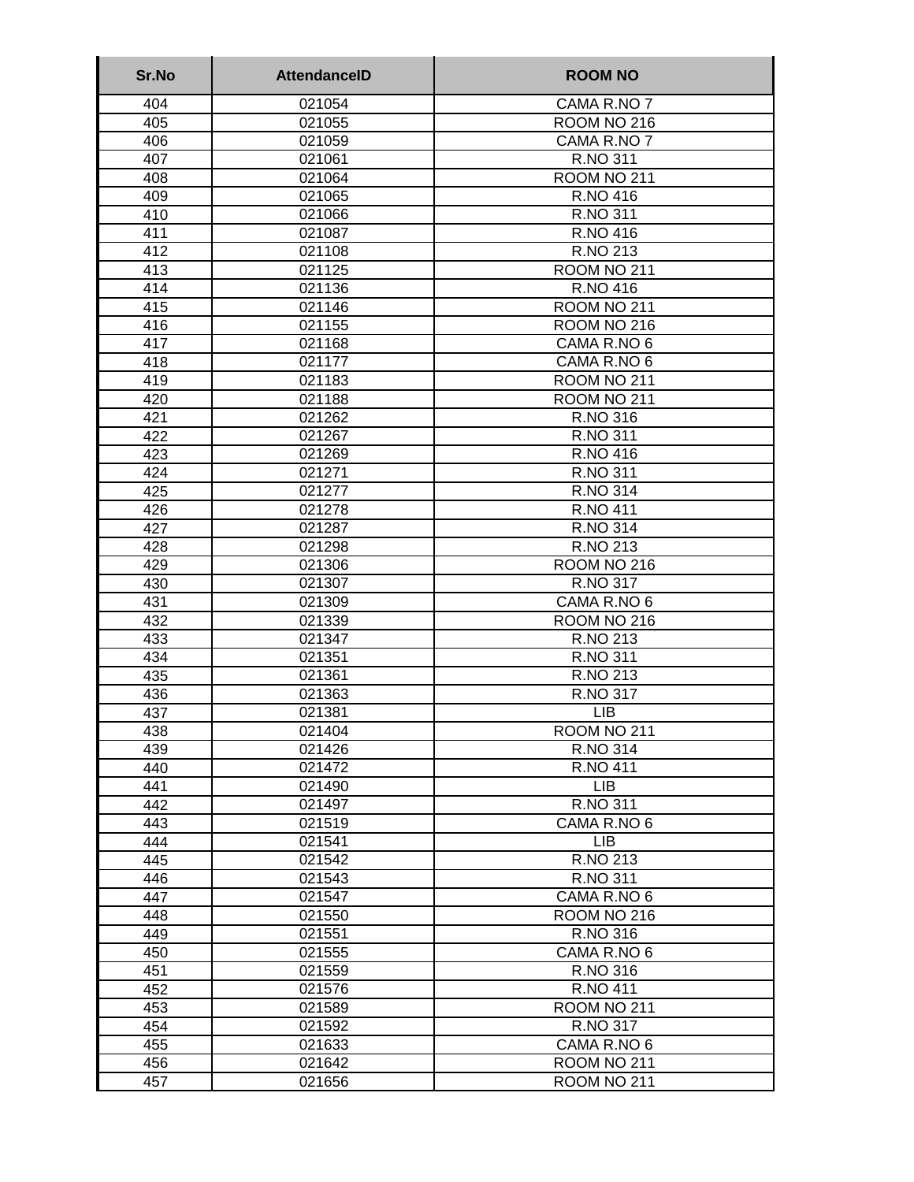| Sr.No | AttendanceID | ROOM NO |
|---|---|---|
| 404 | 021054 | CAMA R.NO 7 |
| 405 | 021055 | ROOM NO 216 |
| 406 | 021059 | CAMA R.NO 7 |
| 407 | 021061 | R.NO 311 |
| 408 | 021064 | ROOM NO 211 |
| 409 | 021065 | R.NO 416 |
| 410 | 021066 | R.NO 311 |
| 411 | 021087 | R.NO 416 |
| 412 | 021108 | R.NO 213 |
| 413 | 021125 | ROOM NO 211 |
| 414 | 021136 | R.NO 416 |
| 415 | 021146 | ROOM NO 211 |
| 416 | 021155 | ROOM NO 216 |
| 417 | 021168 | CAMA R.NO 6 |
| 418 | 021177 | CAMA R.NO 6 |
| 419 | 021183 | ROOM NO 211 |
| 420 | 021188 | ROOM NO 211 |
| 421 | 021262 | R.NO 316 |
| 422 | 021267 | R.NO 311 |
| 423 | 021269 | R.NO 416 |
| 424 | 021271 | R.NO 311 |
| 425 | 021277 | R.NO 314 |
| 426 | 021278 | R.NO 411 |
| 427 | 021287 | R.NO 314 |
| 428 | 021298 | R.NO 213 |
| 429 | 021306 | ROOM NO 216 |
| 430 | 021307 | R.NO 317 |
| 431 | 021309 | CAMA R.NO 6 |
| 432 | 021339 | ROOM NO 216 |
| 433 | 021347 | R.NO 213 |
| 434 | 021351 | R.NO 311 |
| 435 | 021361 | R.NO 213 |
| 436 | 021363 | R.NO 317 |
| 437 | 021381 | LIB |
| 438 | 021404 | ROOM NO 211 |
| 439 | 021426 | R.NO 314 |
| 440 | 021472 | R.NO 411 |
| 441 | 021490 | LIB |
| 442 | 021497 | R.NO 311 |
| 443 | 021519 | CAMA R.NO 6 |
| 444 | 021541 | LIB |
| 445 | 021542 | R.NO 213 |
| 446 | 021543 | R.NO 311 |
| 447 | 021547 | CAMA R.NO 6 |
| 448 | 021550 | ROOM NO 216 |
| 449 | 021551 | R.NO 316 |
| 450 | 021555 | CAMA R.NO 6 |
| 451 | 021559 | R.NO 316 |
| 452 | 021576 | R.NO 411 |
| 453 | 021589 | ROOM NO 211 |
| 454 | 021592 | R.NO 317 |
| 455 | 021633 | CAMA R.NO 6 |
| 456 | 021642 | ROOM NO 211 |
| 457 | 021656 | ROOM NO 211 |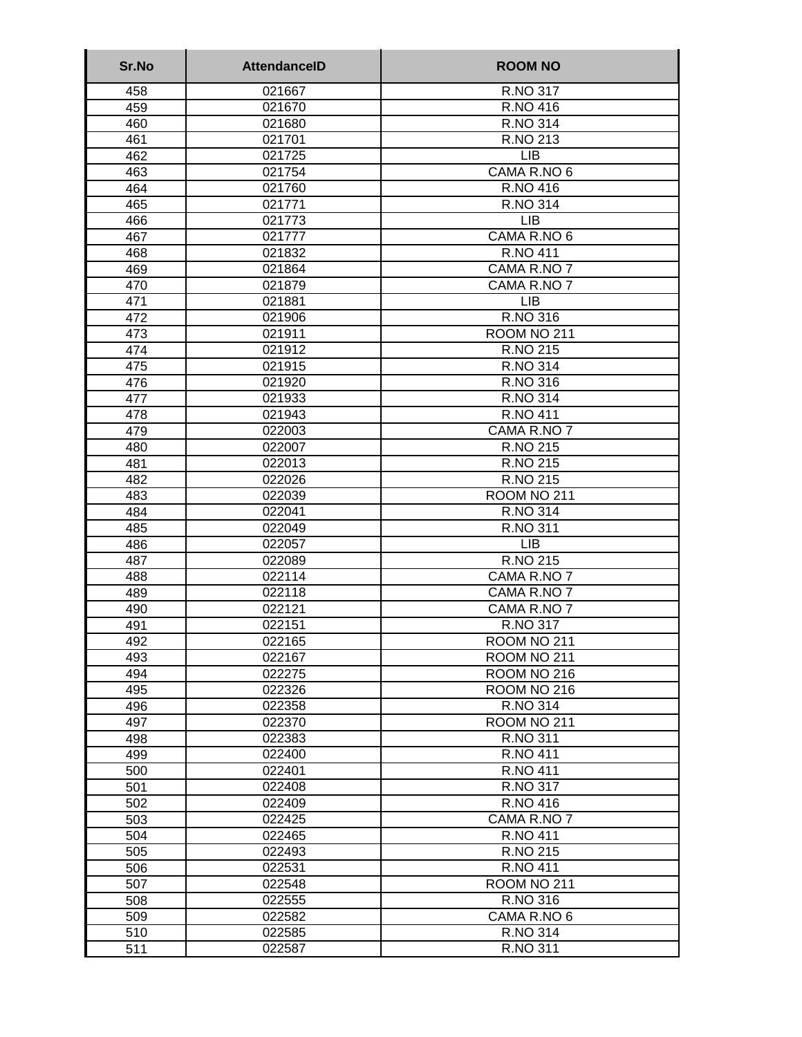| Sr.No | AttendanceID | ROOM NO |
|---|---|---|
| 458 | 021667 | R.NO 317 |
| 459 | 021670 | R.NO 416 |
| 460 | 021680 | R.NO 314 |
| 461 | 021701 | R.NO 213 |
| 462 | 021725 | LIB |
| 463 | 021754 | CAMA R.NO 6 |
| 464 | 021760 | R.NO 416 |
| 465 | 021771 | R.NO 314 |
| 466 | 021773 | LIB |
| 467 | 021777 | CAMA R.NO 6 |
| 468 | 021832 | R.NO 411 |
| 469 | 021864 | CAMA R.NO 7 |
| 470 | 021879 | CAMA R.NO 7 |
| 471 | 021881 | LIB |
| 472 | 021906 | R.NO 316 |
| 473 | 021911 | ROOM NO 211 |
| 474 | 021912 | R.NO 215 |
| 475 | 021915 | R.NO 314 |
| 476 | 021920 | R.NO 316 |
| 477 | 021933 | R.NO 314 |
| 478 | 021943 | R.NO 411 |
| 479 | 022003 | CAMA R.NO 7 |
| 480 | 022007 | R.NO 215 |
| 481 | 022013 | R.NO 215 |
| 482 | 022026 | R.NO 215 |
| 483 | 022039 | ROOM NO 211 |
| 484 | 022041 | R.NO 314 |
| 485 | 022049 | R.NO 311 |
| 486 | 022057 | LIB |
| 487 | 022089 | R.NO 215 |
| 488 | 022114 | CAMA R.NO 7 |
| 489 | 022118 | CAMA R.NO 7 |
| 490 | 022121 | CAMA R.NO 7 |
| 491 | 022151 | R.NO 317 |
| 492 | 022165 | ROOM NO 211 |
| 493 | 022167 | ROOM NO 211 |
| 494 | 022275 | ROOM NO 216 |
| 495 | 022326 | ROOM NO 216 |
| 496 | 022358 | R.NO 314 |
| 497 | 022370 | ROOM NO 211 |
| 498 | 022383 | R.NO 311 |
| 499 | 022400 | R.NO 411 |
| 500 | 022401 | R.NO 411 |
| 501 | 022408 | R.NO 317 |
| 502 | 022409 | R.NO 416 |
| 503 | 022425 | CAMA R.NO 7 |
| 504 | 022465 | R.NO 411 |
| 505 | 022493 | R.NO 215 |
| 506 | 022531 | R.NO 411 |
| 507 | 022548 | ROOM NO 211 |
| 508 | 022555 | R.NO 316 |
| 509 | 022582 | CAMA R.NO 6 |
| 510 | 022585 | R.NO 314 |
| 511 | 022587 | R.NO 311 |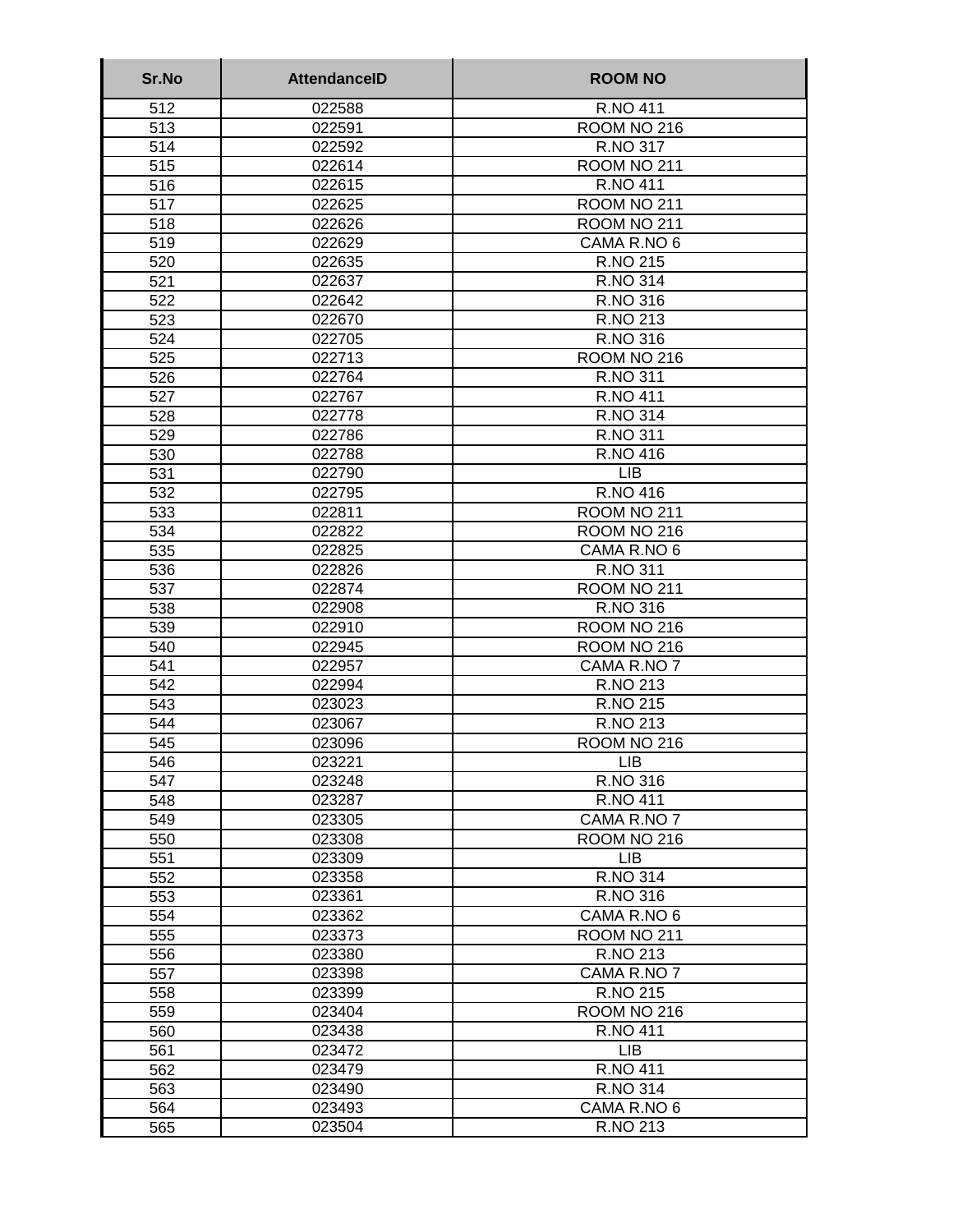| Sr.No | AttendanceID | ROOM NO |
|---|---|---|
| 512 | 022588 | R.NO 411 |
| 513 | 022591 | ROOM NO 216 |
| 514 | 022592 | R.NO 317 |
| 515 | 022614 | ROOM NO 211 |
| 516 | 022615 | R.NO 411 |
| 517 | 022625 | ROOM NO 211 |
| 518 | 022626 | ROOM NO 211 |
| 519 | 022629 | CAMA R.NO 6 |
| 520 | 022635 | R.NO 215 |
| 521 | 022637 | R.NO 314 |
| 522 | 022642 | R.NO 316 |
| 523 | 022670 | R.NO 213 |
| 524 | 022705 | R.NO 316 |
| 525 | 022713 | ROOM NO 216 |
| 526 | 022764 | R.NO 311 |
| 527 | 022767 | R.NO 411 |
| 528 | 022778 | R.NO 314 |
| 529 | 022786 | R.NO 311 |
| 530 | 022788 | R.NO 416 |
| 531 | 022790 | LIB |
| 532 | 022795 | R.NO 416 |
| 533 | 022811 | ROOM NO 211 |
| 534 | 022822 | ROOM NO 216 |
| 535 | 022825 | CAMA R.NO 6 |
| 536 | 022826 | R.NO 311 |
| 537 | 022874 | ROOM NO 211 |
| 538 | 022908 | R.NO 316 |
| 539 | 022910 | ROOM NO 216 |
| 540 | 022945 | ROOM NO 216 |
| 541 | 022957 | CAMA R.NO 7 |
| 542 | 022994 | R.NO 213 |
| 543 | 023023 | R.NO 215 |
| 544 | 023067 | R.NO 213 |
| 545 | 023096 | ROOM NO 216 |
| 546 | 023221 | LIB |
| 547 | 023248 | R.NO 316 |
| 548 | 023287 | R.NO 411 |
| 549 | 023305 | CAMA R.NO 7 |
| 550 | 023308 | ROOM NO 216 |
| 551 | 023309 | LIB |
| 552 | 023358 | R.NO 314 |
| 553 | 023361 | R.NO 316 |
| 554 | 023362 | CAMA R.NO 6 |
| 555 | 023373 | ROOM NO 211 |
| 556 | 023380 | R.NO 213 |
| 557 | 023398 | CAMA R.NO 7 |
| 558 | 023399 | R.NO 215 |
| 559 | 023404 | ROOM NO 216 |
| 560 | 023438 | R.NO 411 |
| 561 | 023472 | LIB |
| 562 | 023479 | R.NO 411 |
| 563 | 023490 | R.NO 314 |
| 564 | 023493 | CAMA R.NO 6 |
| 565 | 023504 | R.NO 213 |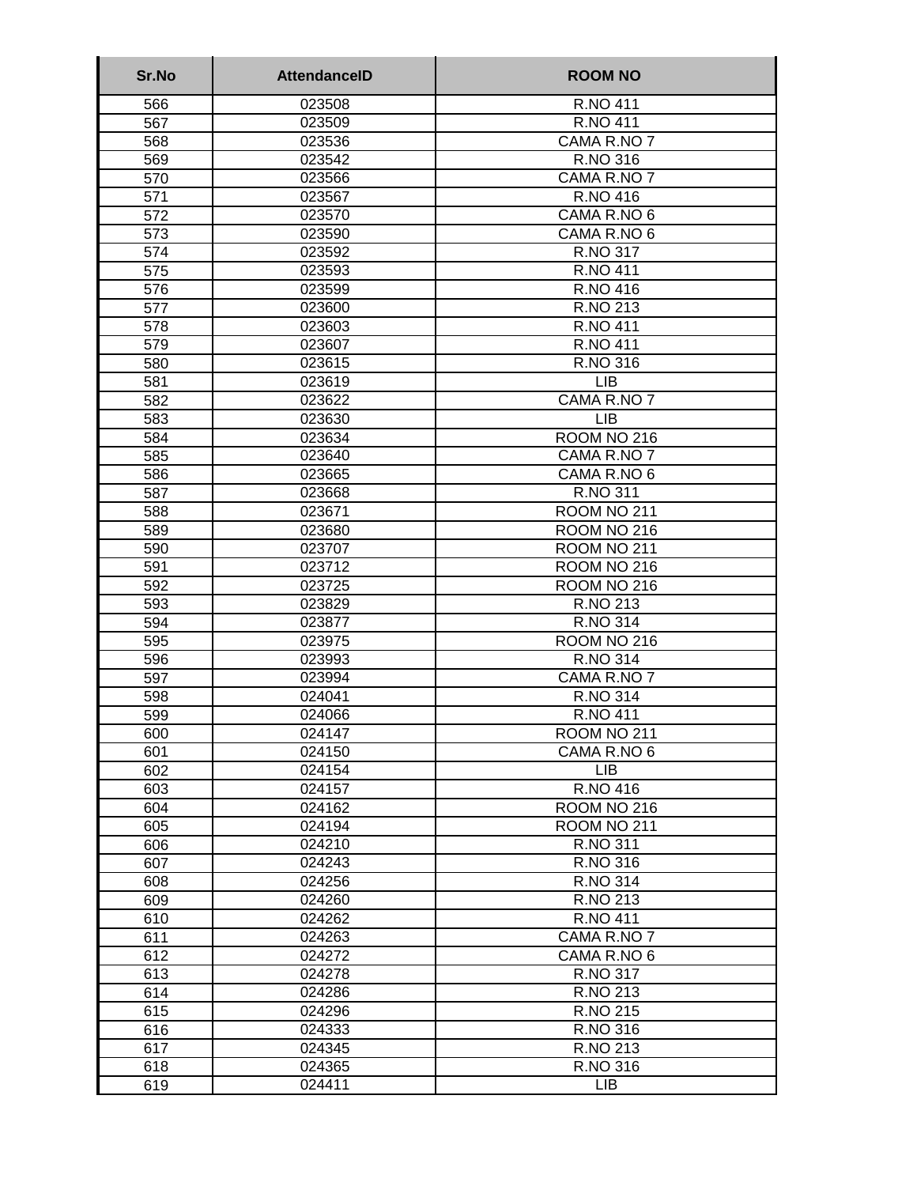| Sr.No | AttendanceID | ROOM NO |
|---|---|---|
| 566 | 023508 | R.NO 411 |
| 567 | 023509 | R.NO 411 |
| 568 | 023536 | CAMA R.NO 7 |
| 569 | 023542 | R.NO 316 |
| 570 | 023566 | CAMA R.NO 7 |
| 571 | 023567 | R.NO 416 |
| 572 | 023570 | CAMA R.NO 6 |
| 573 | 023590 | CAMA R.NO 6 |
| 574 | 023592 | R.NO 317 |
| 575 | 023593 | R.NO 411 |
| 576 | 023599 | R.NO 416 |
| 577 | 023600 | R.NO 213 |
| 578 | 023603 | R.NO 411 |
| 579 | 023607 | R.NO 411 |
| 580 | 023615 | R.NO 316 |
| 581 | 023619 | LIB |
| 582 | 023622 | CAMA R.NO 7 |
| 583 | 023630 | LIB |
| 584 | 023634 | ROOM NO 216 |
| 585 | 023640 | CAMA R.NO 7 |
| 586 | 023665 | CAMA R.NO 6 |
| 587 | 023668 | R.NO 311 |
| 588 | 023671 | ROOM NO 211 |
| 589 | 023680 | ROOM NO 216 |
| 590 | 023707 | ROOM NO 211 |
| 591 | 023712 | ROOM NO 216 |
| 592 | 023725 | ROOM NO 216 |
| 593 | 023829 | R.NO 213 |
| 594 | 023877 | R.NO 314 |
| 595 | 023975 | ROOM NO 216 |
| 596 | 023993 | R.NO 314 |
| 597 | 023994 | CAMA R.NO 7 |
| 598 | 024041 | R.NO 314 |
| 599 | 024066 | R.NO 411 |
| 600 | 024147 | ROOM NO 211 |
| 601 | 024150 | CAMA R.NO 6 |
| 602 | 024154 | LIB |
| 603 | 024157 | R.NO 416 |
| 604 | 024162 | ROOM NO 216 |
| 605 | 024194 | ROOM NO 211 |
| 606 | 024210 | R.NO 311 |
| 607 | 024243 | R.NO 316 |
| 608 | 024256 | R.NO 314 |
| 609 | 024260 | R.NO 213 |
| 610 | 024262 | R.NO 411 |
| 611 | 024263 | CAMA R.NO 7 |
| 612 | 024272 | CAMA R.NO 6 |
| 613 | 024278 | R.NO 317 |
| 614 | 024286 | R.NO 213 |
| 615 | 024296 | R.NO 215 |
| 616 | 024333 | R.NO 316 |
| 617 | 024345 | R.NO 213 |
| 618 | 024365 | R.NO 316 |
| 619 | 024411 | LIB |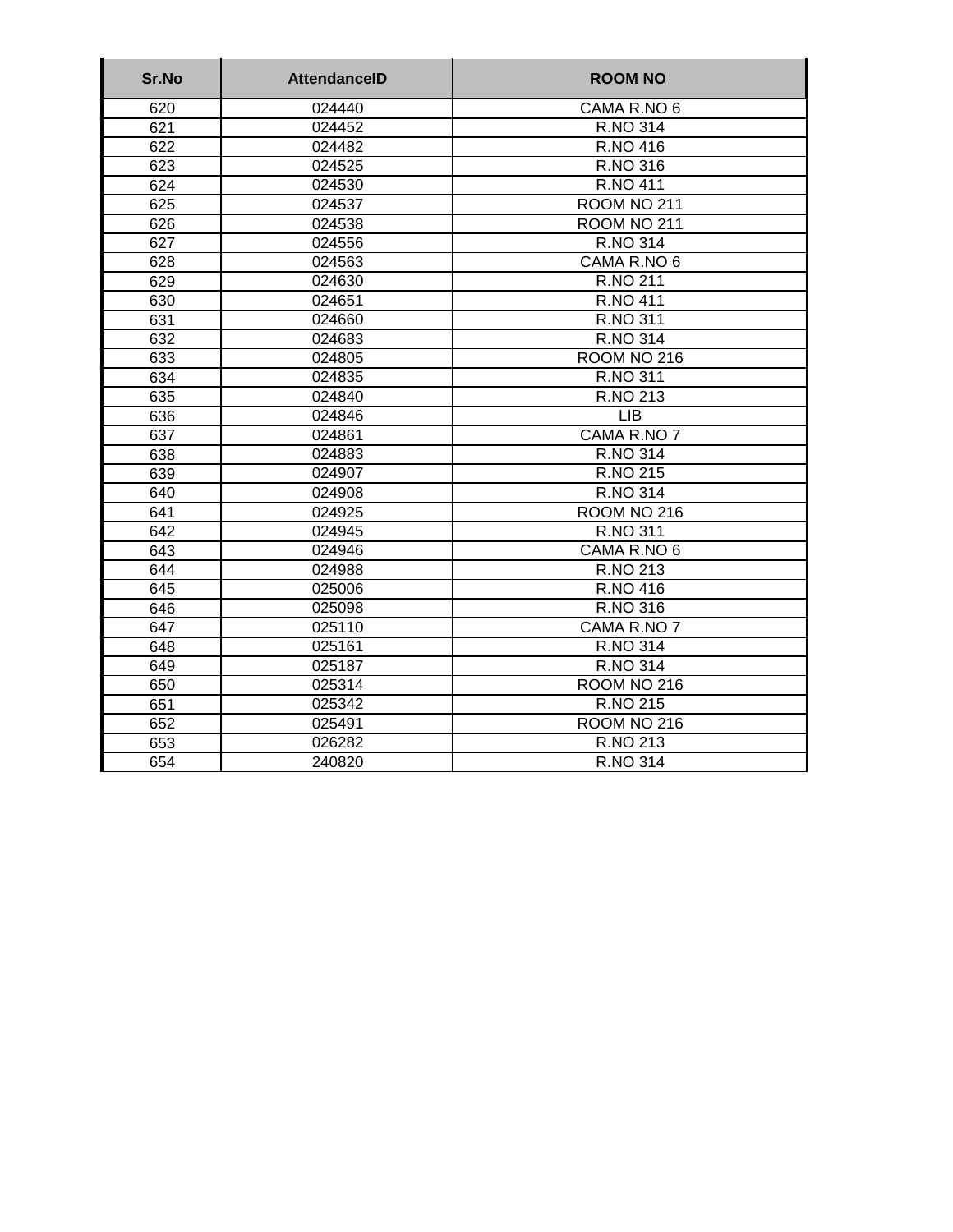| Sr.No | AttendanceID | ROOM NO |
|---|---|---|
| 620 | 024440 | CAMA R.NO 6 |
| 621 | 024452 | R.NO 314 |
| 622 | 024482 | R.NO 416 |
| 623 | 024525 | R.NO 316 |
| 624 | 024530 | R.NO 411 |
| 625 | 024537 | ROOM NO 211 |
| 626 | 024538 | ROOM NO 211 |
| 627 | 024556 | R.NO 314 |
| 628 | 024563 | CAMA R.NO 6 |
| 629 | 024630 | R.NO 211 |
| 630 | 024651 | R.NO 411 |
| 631 | 024660 | R.NO 311 |
| 632 | 024683 | R.NO 314 |
| 633 | 024805 | ROOM NO 216 |
| 634 | 024835 | R.NO 311 |
| 635 | 024840 | R.NO 213 |
| 636 | 024846 | LIB |
| 637 | 024861 | CAMA R.NO 7 |
| 638 | 024883 | R.NO 314 |
| 639 | 024907 | R.NO 215 |
| 640 | 024908 | R.NO 314 |
| 641 | 024925 | ROOM NO 216 |
| 642 | 024945 | R.NO 311 |
| 643 | 024946 | CAMA R.NO 6 |
| 644 | 024988 | R.NO 213 |
| 645 | 025006 | R.NO 416 |
| 646 | 025098 | R.NO 316 |
| 647 | 025110 | CAMA R.NO 7 |
| 648 | 025161 | R.NO 314 |
| 649 | 025187 | R.NO 314 |
| 650 | 025314 | ROOM NO 216 |
| 651 | 025342 | R.NO 215 |
| 652 | 025491 | ROOM NO 216 |
| 653 | 026282 | R.NO 213 |
| 654 | 240820 | R.NO 314 |